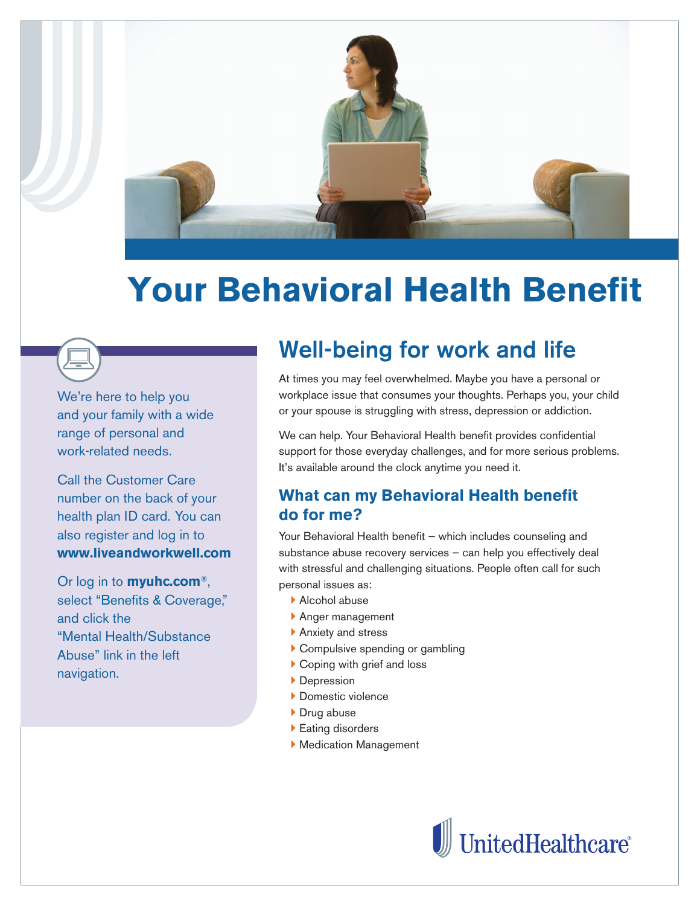# Your Behavioral Health Benefit

We're here to help you and your family with a wide range of personal and work-related needs.

Call the Customer Care number on the back of your health plan ID card. You can also register and log in to **www.liveandworkwell.com**

Or log in to **myuhc.com®**, select "Benefits & Coverage," and click the "Mental Health/Substance Abuse" link in the left navigation.

## Well-being for work and life

At times you may feel overwhelmed. Maybe you have a personal or workplace issue that consumes your thoughts. Perhaps you, your child or your spouse is struggling with stress, depression or addiction.

We can help. Your Behavioral Health benefit provides confidential support for those everyday challenges, and for more serious problems. It's available around the clock anytime you need it.

### What can my Behavioral Health benefit do for me?

Your Behavioral Health benefit – which includes counseling and substance abuse recovery services – can help you effectively deal with stressful and challenging situations. People often call for such personal issues as:

- Alcohol abuse
- Anger management
- Anxiety and stress
- Compulsive spending or gambling
- Coping with grief and loss
- Depression
- Domestic violence
- Drug abuse
- Eating disorders
- Medication Management

UnitedHealthcare®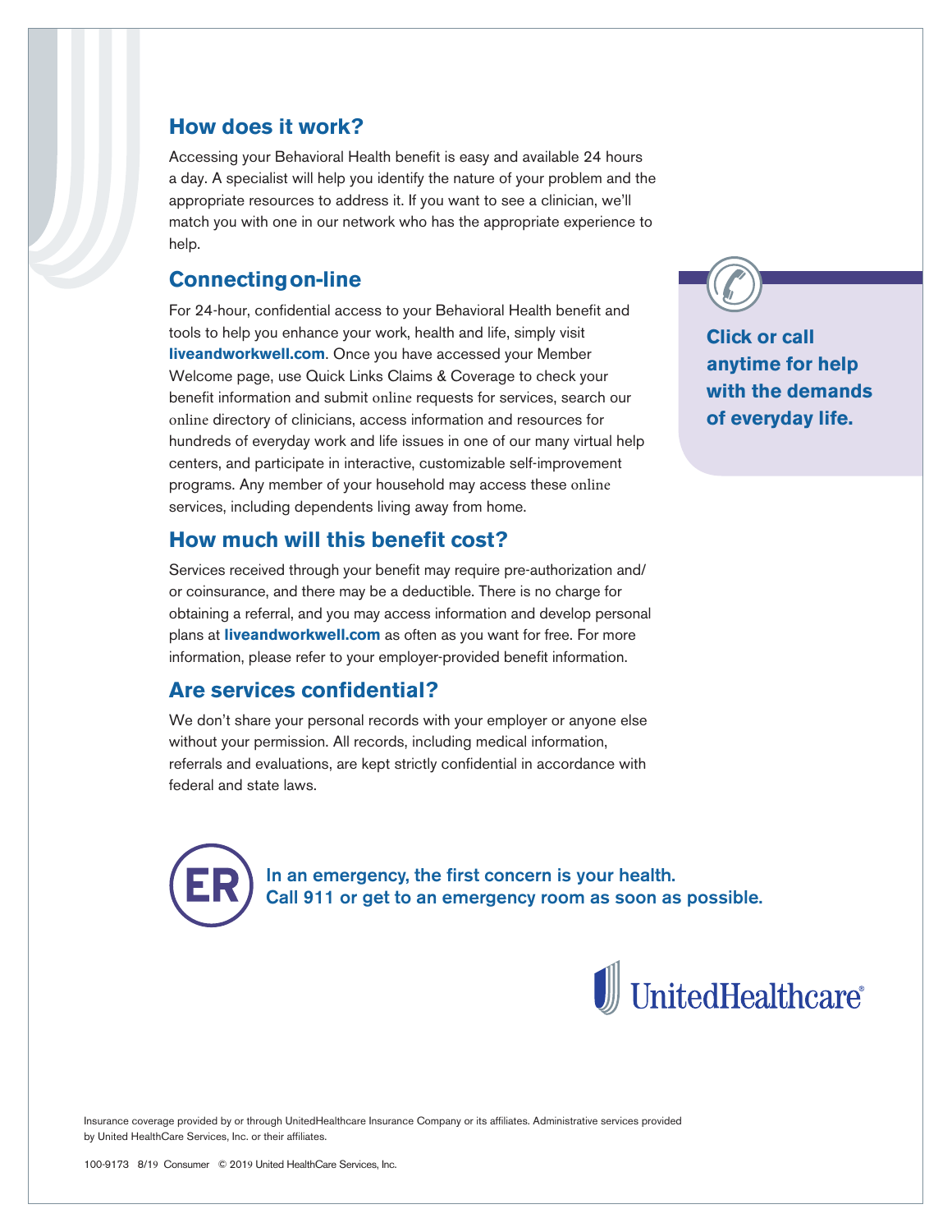## How does it work?

Accessing your Behavioral Health benefit is easy and available 24 hours a day. A specialist will help you identify the nature of your problem and the appropriate resources to address it. If you want to see a clinician, we'll match you with one in our network who has the appropriate experience to help.

## Connecting on-line

For 24-hour, confidential access to your Behavioral Health benefit and tools to help you enhance your work, health and life, simply visit **liveandworkwell.com**. Once you have accessed your Member Welcome page, use Quick Links Claims & Coverage to check your benefit information and submit online requests for services, search our online directory of clinicians, access information and resources for hundreds of everyday work and life issues in one of our many virtual help centers, and participate in interactive, customizable self-improvement programs. Any member of your household may access these online services, including dependents living away from home.

**Click or call anytime for help with the demands of everyday life.**

## How much will this benefit cost?

Services received through your benefit may require pre-authorization and/ or coinsurance, and there may be a deductible. There is no charge for obtaining a referral, and you may access information and develop personal plans at **liveandworkwell.com** as often as you want for free. For more information, please refer to your employer-provided benefit information.

## Are services confidential?

We don't share your personal records with your employer or anyone else without your permission. All records, including medical information, referrals and evaluations, are kept strictly confidential in accordance with federal and state laws.

**ER**

**In an emergency, the first concern is your health. Call 911 or get to an emergency room as soon as possible.**

UnitedHealthcare®

Insurance coverage provided by or through UnitedHealthcare Insurance Company or its affiliates. Administrative services provided by United HealthCare Services, Inc. or their affiliates.

100-9173 8/19 Consumer © 2019 United HealthCare Services, Inc.